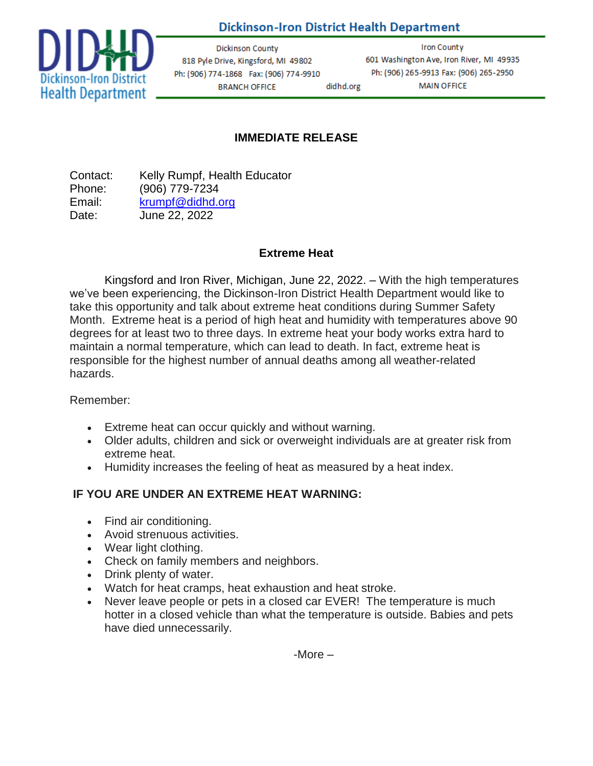**Dickinson-Iron District Health Department**

Dickinson County
818 Pyle Drive, Kingsford, MI 49802
Ph: (906) 774-1868 Fax: (906) 774-9910
BRANCH OFFICE

didhd.org

Iron County
601 Washington Ave, Iron River, MI 49935
Ph: (906) 265-9913 Fax: (906) 265-2950
MAIN OFFICE

## IMMEDIATE RELEASE

Contact: Kelly Rumpf, Health Educator
Phone: (906) 779-7234
Email: krumpf@didhd.org
Date: June 22, 2022

## Extreme Heat

Kingsford and Iron River, Michigan, June 22, 2022. – With the high temperatures we've been experiencing, the Dickinson-Iron District Health Department would like to take this opportunity and talk about extreme heat conditions during Summer Safety Month. Extreme heat is a period of high heat and humidity with temperatures above 90 degrees for at least two to three days. In extreme heat your body works extra hard to maintain a normal temperature, which can lead to death. In fact, extreme heat is responsible for the highest number of annual deaths among all weather-related hazards.

Remember:

- Extreme heat can occur quickly and without warning.
- Older adults, children and sick or overweight individuals are at greater risk from extreme heat.
- Humidity increases the feeling of heat as measured by a heat index.

**IF YOU ARE UNDER AN EXTREME HEAT WARNING:**

- Find air conditioning.
- Avoid strenuous activities.
- Wear light clothing.
- Check on family members and neighbors.
- Drink plenty of water.
- Watch for heat cramps, heat exhaustion and heat stroke.
- Never leave people or pets in a closed car EVER! The temperature is much hotter in a closed vehicle than what the temperature is outside. Babies and pets have died unnecessarily.

-More –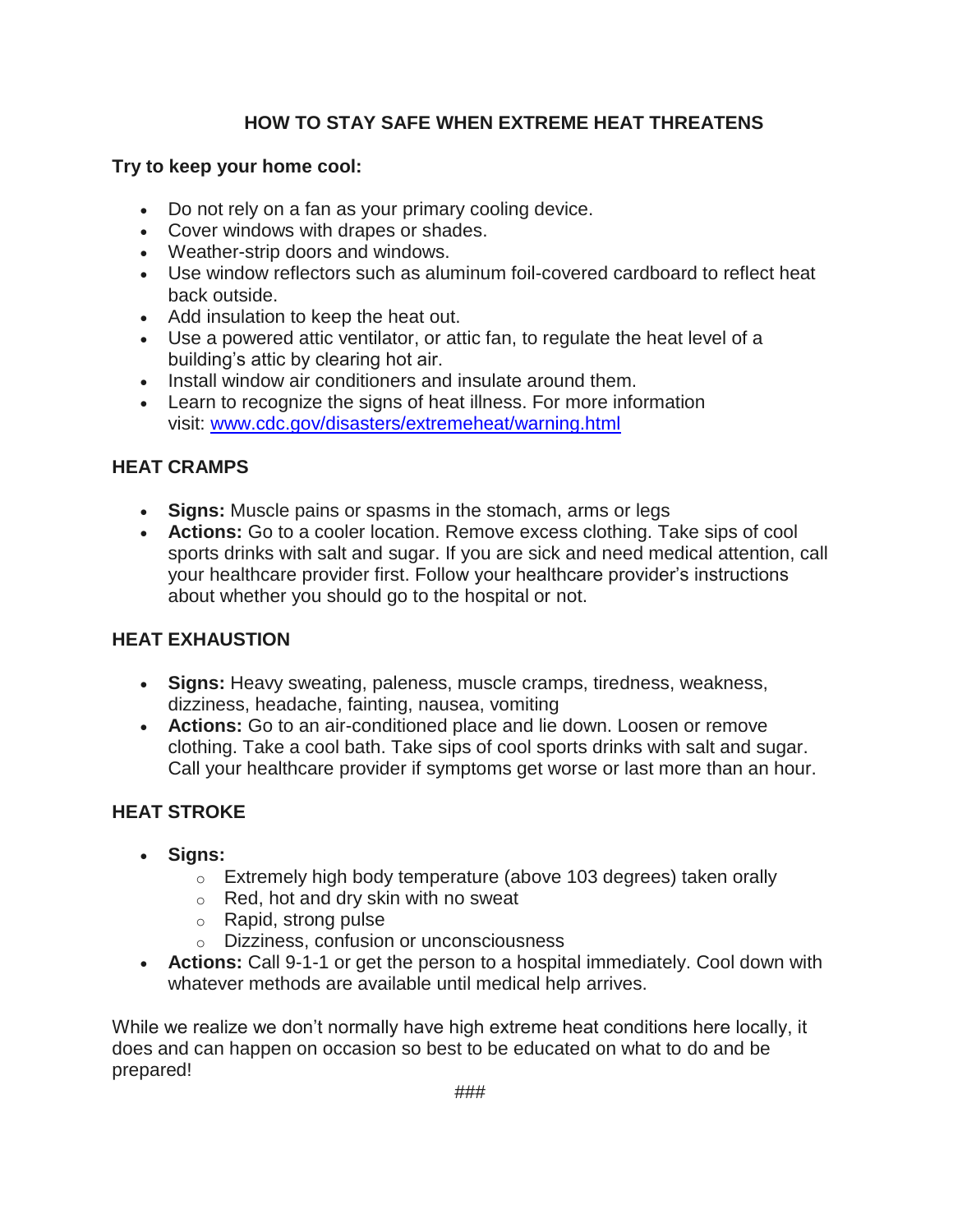## HOW TO STAY SAFE WHEN EXTREME HEAT THREATENS

**Try to keep your home cool:**

- Do not rely on a fan as your primary cooling device.
- Cover windows with drapes or shades.
- Weather-strip doors and windows.
- Use window reflectors such as aluminum foil-covered cardboard to reflect heat back outside.
- Add insulation to keep the heat out.
- Use a powered attic ventilator, or attic fan, to regulate the heat level of a building's attic by clearing hot air.
- Install window air conditioners and insulate around them.
- Learn to recognize the signs of heat illness. For more information visit: [www.cdc.gov/disasters/extremeheat/warning.html](http://www.cdc.gov/disasters/extremeheat/warning.html)

### HEAT CRAMPS

- **Signs:** Muscle pains or spasms in the stomach, arms or legs
- **Actions:** Go to a cooler location. Remove excess clothing. Take sips of cool sports drinks with salt and sugar. If you are sick and need medical attention, call your healthcare provider first. Follow your healthcare provider's instructions about whether you should go to the hospital or not.

### HEAT EXHAUSTION

- **Signs:** Heavy sweating, paleness, muscle cramps, tiredness, weakness, dizziness, headache, fainting, nausea, vomiting
- **Actions:** Go to an air-conditioned place and lie down. Loosen or remove clothing. Take a cool bath. Take sips of cool sports drinks with salt and sugar. Call your healthcare provider if symptoms get worse or last more than an hour.

### HEAT STROKE

- **Signs:**
  - Extremely high body temperature (above 103 degrees) taken orally
  - Red, hot and dry skin with no sweat
  - Rapid, strong pulse
  - Dizziness, confusion or unconsciousness
- **Actions:** Call 9-1-1 or get the person to a hospital immediately. Cool down with whatever methods are available until medical help arrives.

While we realize we don't normally have high extreme heat conditions here locally, it does and can happen on occasion so best to be educated on what to do and be prepared!

###